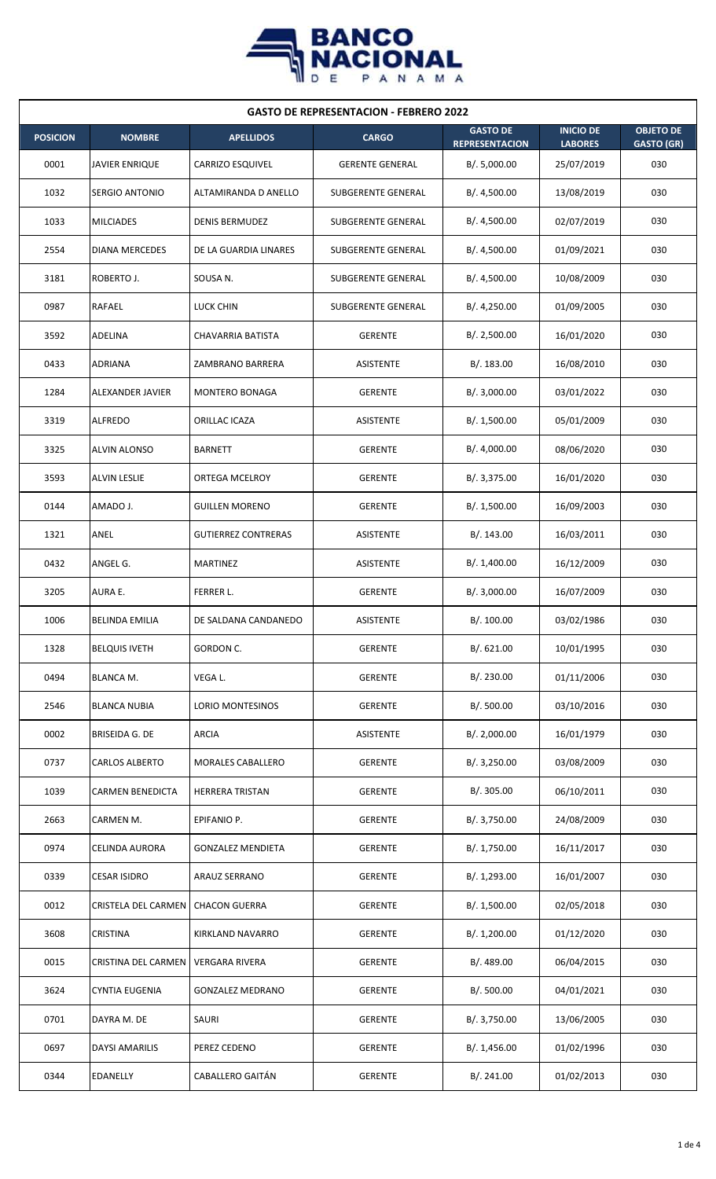BANCO NACIONAL DE PANAMA

| GASTO DE REPRESENTACION - FEBRERO 2022 | | | | | | |
|---|---|---|---|---|---|---|
| **POSICION** | **NOMBRE** | **APELLIDOS** | **CARGO** | **GASTO DE REPRESENTACION** | **INICIO DE LABORES** | **OBJETO DE GASTO (GR)** |
| 0001 | JAVIER ENRIQUE | CARRIZO ESQUIVEL | GERENTE GENERAL | B/. 5,000.00 | 25/07/2019 | 030 |
| 1032 | SERGIO ANTONIO | ALTAMIRANDA D ANELLO | SUBGERENTE GENERAL | B/. 4,500.00 | 13/08/2019 | 030 |
| 1033 | MILCIADES | DENIS BERMUDEZ | SUBGERENTE GENERAL | B/. 4,500.00 | 02/07/2019 | 030 |
| 2554 | DIANA MERCEDES | DE LA GUARDIA LINARES | SUBGERENTE GENERAL | B/. 4,500.00 | 01/09/2021 | 030 |
| 3181 | ROBERTO J. | SOUSA N. | SUBGERENTE GENERAL | B/. 4,500.00 | 10/08/2009 | 030 |
| 0987 | RAFAEL | LUCK CHIN | SUBGERENTE GENERAL | B/. 4,250.00 | 01/09/2005 | 030 |
| 3592 | ADELINA | CHAVARRIA BATISTA | GERENTE | B/. 2,500.00 | 16/01/2020 | 030 |
| 0433 | ADRIANA | ZAMBRANO BARRERA | ASISTENTE | B/. 183.00 | 16/08/2010 | 030 |
| 1284 | ALEXANDER JAVIER | MONTERO BONAGA | GERENTE | B/. 3,000.00 | 03/01/2022 | 030 |
| 3319 | ALFREDO | ORILLAC ICAZA | ASISTENTE | B/. 1,500.00 | 05/01/2009 | 030 |
| 3325 | ALVIN ALONSO | BARNETT | GERENTE | B/. 4,000.00 | 08/06/2020 | 030 |
| 3593 | ALVIN LESLIE | ORTEGA MCELROY | GERENTE | B/. 3,375.00 | 16/01/2020 | 030 |
| 0144 | AMADO J. | GUILLEN MORENO | GERENTE | B/. 1,500.00 | 16/09/2003 | 030 |
| 1321 | ANEL | GUTIERREZ CONTRERAS | ASISTENTE | B/. 143.00 | 16/03/2011 | 030 |
| 0432 | ANGEL G. | MARTINEZ | ASISTENTE | B/. 1,400.00 | 16/12/2009 | 030 |
| 3205 | AURA E. | FERRER L. | GERENTE | B/. 3,000.00 | 16/07/2009 | 030 |
| 1006 | BELINDA EMILIA | DE SALDANA CANDANEDO | ASISTENTE | B/. 100.00 | 03/02/1986 | 030 |
| 1328 | BELQUIS IVETH | GORDON C. | GERENTE | B/. 621.00 | 10/01/1995 | 030 |
| 0494 | BLANCA M. | VEGA L. | GERENTE | B/. 230.00 | 01/11/2006 | 030 |
| 2546 | BLANCA NUBIA | LORIO MONTESINOS | GERENTE | B/. 500.00 | 03/10/2016 | 030 |
| 0002 | BRISEIDA G. DE | ARCIA | ASISTENTE | B/. 2,000.00 | 16/01/1979 | 030 |
| 0737 | CARLOS ALBERTO | MORALES CABALLERO | GERENTE | B/. 3,250.00 | 03/08/2009 | 030 |
| 1039 | CARMEN BENEDICTA | HERRERA TRISTAN | GERENTE | B/. 305.00 | 06/10/2011 | 030 |
| 2663 | CARMEN M. | EPIFANIO P. | GERENTE | B/. 3,750.00 | 24/08/2009 | 030 |
| 0974 | CELINDA AURORA | GONZALEZ MENDIETA | GERENTE | B/. 1,750.00 | 16/11/2017 | 030 |
| 0339 | CESAR ISIDRO | ARAUZ SERRANO | GERENTE | B/. 1,293.00 | 16/01/2007 | 030 |
| 0012 | CRISTELA DEL CARMEN | CHACON GUERRA | GERENTE | B/. 1,500.00 | 02/05/2018 | 030 |
| 3608 | CRISTINA | KIRKLAND NAVARRO | GERENTE | B/. 1,200.00 | 01/12/2020 | 030 |
| 0015 | CRISTINA DEL CARMEN | VERGARA RIVERA | GERENTE | B/. 489.00 | 06/04/2015 | 030 |
| 3624 | CYNTIA EUGENIA | GONZALEZ MEDRANO | GERENTE | B/. 500.00 | 04/01/2021 | 030 |
| 0701 | DAYRA M. DE | SAURI | GERENTE | B/. 3,750.00 | 13/06/2005 | 030 |
| 0697 | DAYSI AMARILIS | PEREZ CEDENO | GERENTE | B/. 1,456.00 | 01/02/1996 | 030 |
| 0344 | EDANELLY | CABALLERO GAITÁN | GERENTE | B/. 241.00 | 01/02/2013 | 030 |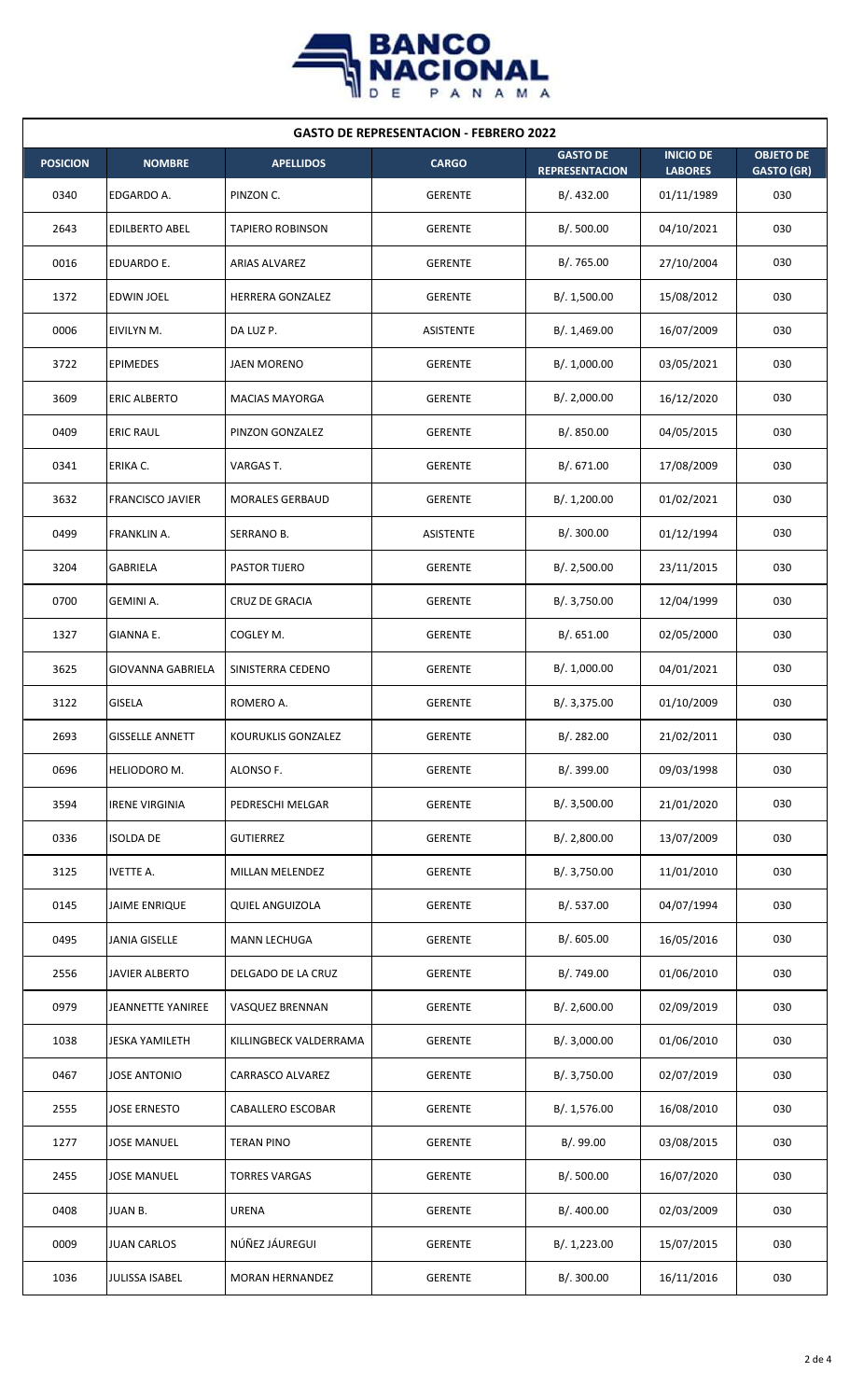| GASTO DE REPRESENTACION - FEBRERO 2022 | | | | | | |
|---|---|---|---|---|---|---|
| **POSICION** | **NOMBRE** | **APELLIDOS** | **CARGO** | **GASTO DE REPRESENTACION** | **INICIO DE LABORES** | **OBJETO DE GASTO (GR)** |
| 0340 | EDGARDO A. | PINZON C. | GERENTE | B/. 432.00 | 01/11/1989 | 030 |
| 2643 | EDILBERTO ABEL | TAPIERO ROBINSON | GERENTE | B/. 500.00 | 04/10/2021 | 030 |
| 0016 | EDUARDO E. | ARIAS ALVAREZ | GERENTE | B/. 765.00 | 27/10/2004 | 030 |
| 1372 | EDWIN JOEL | HERRERA GONZALEZ | GERENTE | B/. 1,500.00 | 15/08/2012 | 030 |
| 0006 | EIVILYN M. | DA LUZ P. | ASISTENTE | B/. 1,469.00 | 16/07/2009 | 030 |
| 3722 | EPIMEDES | JAEN MORENO | GERENTE | B/. 1,000.00 | 03/05/2021 | 030 |
| 3609 | ERIC ALBERTO | MACIAS MAYORGA | GERENTE | B/. 2,000.00 | 16/12/2020 | 030 |
| 0409 | ERIC RAUL | PINZON GONZALEZ | GERENTE | B/. 850.00 | 04/05/2015 | 030 |
| 0341 | ERIKA C. | VARGAS T. | GERENTE | B/. 671.00 | 17/08/2009 | 030 |
| 3632 | FRANCISCO JAVIER | MORALES GERBAUD | GERENTE | B/. 1,200.00 | 01/02/2021 | 030 |
| 0499 | FRANKLIN A. | SERRANO B. | ASISTENTE | B/. 300.00 | 01/12/1994 | 030 |
| 3204 | GABRIELA | PASTOR TIJERO | GERENTE | B/. 2,500.00 | 23/11/2015 | 030 |
| 0700 | GEMINI A. | CRUZ DE GRACIA | GERENTE | B/. 3,750.00 | 12/04/1999 | 030 |
| 1327 | GIANNA E. | COGLEY M. | GERENTE | B/. 651.00 | 02/05/2000 | 030 |
| 3625 | GIOVANNA GABRIELA | SINISTERRA CEDENO | GERENTE | B/. 1,000.00 | 04/01/2021 | 030 |
| 3122 | GISELA | ROMERO A. | GERENTE | B/. 3,375.00 | 01/10/2009 | 030 |
| 2693 | GISSELLE ANNETT | KOURUKLIS GONZALEZ | GERENTE | B/. 282.00 | 21/02/2011 | 030 |
| 0696 | HELIODORO M. | ALONSO F. | GERENTE | B/. 399.00 | 09/03/1998 | 030 |
| 3594 | IRENE VIRGINIA | PEDRESCHI MELGAR | GERENTE | B/. 3,500.00 | 21/01/2020 | 030 |
| 0336 | ISOLDA DE | GUTIERREZ | GERENTE | B/. 2,800.00 | 13/07/2009 | 030 |
| 3125 | IVETTE A. | MILLAN MELENDEZ | GERENTE | B/. 3,750.00 | 11/01/2010 | 030 |
| 0145 | JAIME ENRIQUE | QUIEL ANGUIZOLA | GERENTE | B/. 537.00 | 04/07/1994 | 030 |
| 0495 | JANIA GISELLE | MANN LECHUGA | GERENTE | B/. 605.00 | 16/05/2016 | 030 |
| 2556 | JAVIER ALBERTO | DELGADO DE LA CRUZ | GERENTE | B/. 749.00 | 01/06/2010 | 030 |
| 0979 | JEANNETTE YANIREE | VASQUEZ BRENNAN | GERENTE | B/. 2,600.00 | 02/09/2019 | 030 |
| 1038 | JESKA YAMILETH | KILLINGBECK VALDERRAMA | GERENTE | B/. 3,000.00 | 01/06/2010 | 030 |
| 0467 | JOSE ANTONIO | CARRASCO ALVAREZ | GERENTE | B/. 3,750.00 | 02/07/2019 | 030 |
| 2555 | JOSE ERNESTO | CABALLERO ESCOBAR | GERENTE | B/. 1,576.00 | 16/08/2010 | 030 |
| 1277 | JOSE MANUEL | TERAN PINO | GERENTE | B/. 99.00 | 03/08/2015 | 030 |
| 2455 | JOSE MANUEL | TORRES VARGAS | GERENTE | B/. 500.00 | 16/07/2020 | 030 |
| 0408 | JUAN B. | URENA | GERENTE | B/. 400.00 | 02/03/2009 | 030 |
| 0009 | JUAN CARLOS | NÚÑEZ JÁUREGUI | GERENTE | B/. 1,223.00 | 15/07/2015 | 030 |
| 1036 | JULISSA ISABEL | MORAN HERNANDEZ | GERENTE | B/. 300.00 | 16/11/2016 | 030 |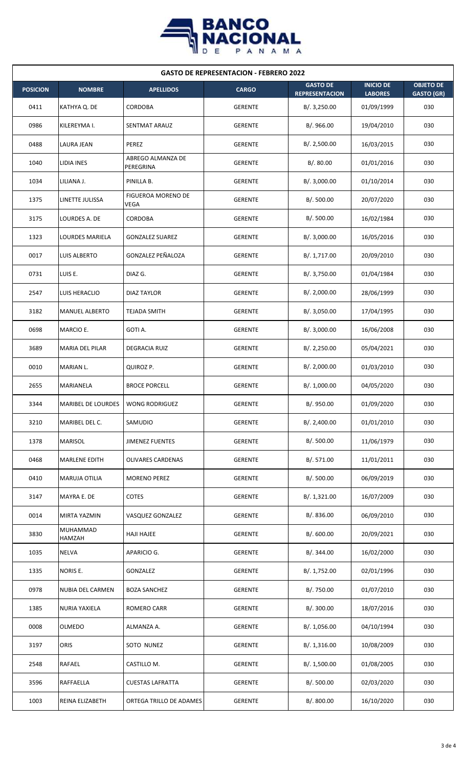## GASTO DE REPRESENTACION - FEBRERO 2022

| POSICION | NOMBRE | APELLIDOS | CARGO | GASTO DE REPRESENTACION | INICIO DE LABORES | OBJETO DE GASTO (GR) |
|---|---|---|---|---|---|---|
| 0411 | KATHYA Q. DE | CORDOBA | GERENTE | B/. 3,250.00 | 01/09/1999 | 030 |
| 0986 | KILEREYMA I. | SENTMAT ARAUZ | GERENTE | B/. 966.00 | 19/04/2010 | 030 |
| 0488 | LAURA JEAN | PEREZ | GERENTE | B/. 2,500.00 | 16/03/2015 | 030 |
| 1040 | LIDIA INES | ABREGO ALMANZA DE PEREGRINA | GERENTE | B/. 80.00 | 01/01/2016 | 030 |
| 1034 | LILIANA J. | PINILLA B. | GERENTE | B/. 3,000.00 | 01/10/2014 | 030 |
| 1375 | LINETTE JULISSA | FIGUEROA MORENO DE VEGA | GERENTE | B/. 500.00 | 20/07/2020 | 030 |
| 3175 | LOURDES A. DE | CORDOBA | GERENTE | B/. 500.00 | 16/02/1984 | 030 |
| 1323 | LOURDES MARIELA | GONZALEZ SUAREZ | GERENTE | B/. 3,000.00 | 16/05/2016 | 030 |
| 0017 | LUIS ALBERTO | GONZALEZ PEÑALOZA | GERENTE | B/. 1,717.00 | 20/09/2010 | 030 |
| 0731 | LUIS E. | DIAZ G. | GERENTE | B/. 3,750.00 | 01/04/1984 | 030 |
| 2547 | LUIS HERACLIO | DIAZ TAYLOR | GERENTE | B/. 2,000.00 | 28/06/1999 | 030 |
| 3182 | MANUEL ALBERTO | TEJADA SMITH | GERENTE | B/. 3,050.00 | 17/04/1995 | 030 |
| 0698 | MARCIO E. | GOTI A. | GERENTE | B/. 3,000.00 | 16/06/2008 | 030 |
| 3689 | MARIA DEL PILAR | DEGRACIA RUIZ | GERENTE | B/. 2,250.00 | 05/04/2021 | 030 |
| 0010 | MARIAN L. | QUIROZ P. | GERENTE | B/. 2,000.00 | 01/03/2010 | 030 |
| 2655 | MARIANELA | BROCE PORCELL | GERENTE | B/. 1,000.00 | 04/05/2020 | 030 |
| 3344 | MARIBEL DE LOURDES | WONG RODRIGUEZ | GERENTE | B/. 950.00 | 01/09/2020 | 030 |
| 3210 | MARIBEL DEL C. | SAMUDIO | GERENTE | B/. 2,400.00 | 01/01/2010 | 030 |
| 1378 | MARISOL | JIMENEZ FUENTES | GERENTE | B/. 500.00 | 11/06/1979 | 030 |
| 0468 | MARLENE EDITH | OLIVARES CARDENAS | GERENTE | B/. 571.00 | 11/01/2011 | 030 |
| 0410 | MARUJA OTILIA | MORENO PEREZ | GERENTE | B/. 500.00 | 06/09/2019 | 030 |
| 3147 | MAYRA E. DE | COTES | GERENTE | B/. 1,321.00 | 16/07/2009 | 030 |
| 0014 | MIRTA YAZMIN | VASQUEZ GONZALEZ | GERENTE | B/. 836.00 | 06/09/2010 | 030 |
| 3830 | MUHAMMAD HAMZAH | HAJI HAJEE | GERENTE | B/. 600.00 | 20/09/2021 | 030 |
| 1035 | NELVA | APARICIO G. | GERENTE | B/. 344.00 | 16/02/2000 | 030 |
| 1335 | NORIS E. | GONZALEZ | GERENTE | B/. 1,752.00 | 02/01/1996 | 030 |
| 0978 | NUBIA DEL CARMEN | BOZA SANCHEZ | GERENTE | B/. 750.00 | 01/07/2010 | 030 |
| 1385 | NURIA YAXIELA | ROMERO CARR | GERENTE | B/. 300.00 | 18/07/2016 | 030 |
| 0008 | OLMEDO | ALMANZA A. | GERENTE | B/. 1,056.00 | 04/10/1994 | 030 |
| 3197 | ORIS | SOTO NUNEZ | GERENTE | B/. 1,316.00 | 10/08/2009 | 030 |
| 2548 | RAFAEL | CASTILLO M. | GERENTE | B/. 1,500.00 | 01/08/2005 | 030 |
| 3596 | RAFFAELLA | CUESTAS LAFRATTA | GERENTE | B/. 500.00 | 02/03/2020 | 030 |
| 1003 | REINA ELIZABETH | ORTEGA TRILLO DE ADAMES | GERENTE | B/. 800.00 | 16/10/2020 | 030 |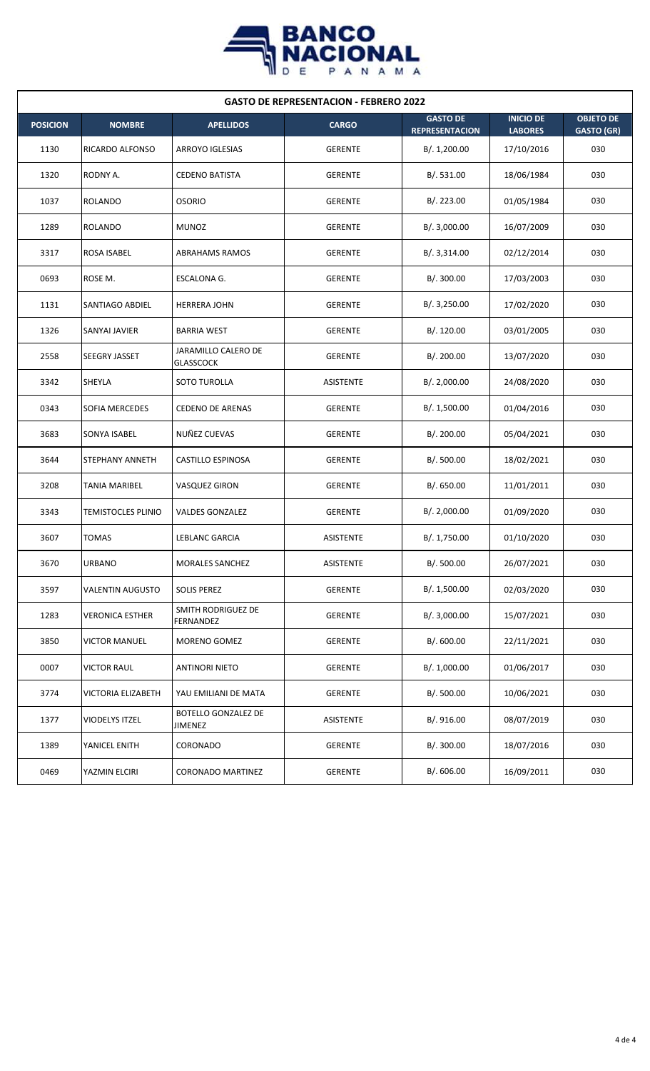| GASTO DE REPRESENTACION - FEBRERO 2022 | | | | | | |
|---|---|---|---|---|---|---|
| **POSICION** | **NOMBRE** | **APELLIDOS** | **CARGO** | **GASTO DE REPRESENTACION** | **INICIO DE LABORES** | **OBJETO DE GASTO (GR)** |
| 1130 | RICARDO ALFONSO | ARROYO IGLESIAS | GERENTE | B/. 1,200.00 | 17/10/2016 | 030 |
| 1320 | RODNY A. | CEDENO BATISTA | GERENTE | B/. 531.00 | 18/06/1984 | 030 |
| 1037 | ROLANDO | OSORIO | GERENTE | B/. 223.00 | 01/05/1984 | 030 |
| 1289 | ROLANDO | MUNOZ | GERENTE | B/. 3,000.00 | 16/07/2009 | 030 |
| 3317 | ROSA ISABEL | ABRAHAMS RAMOS | GERENTE | B/. 3,314.00 | 02/12/2014 | 030 |
| 0693 | ROSE M. | ESCALONA G. | GERENTE | B/. 300.00 | 17/03/2003 | 030 |
| 1131 | SANTIAGO ABDIEL | HERRERA JOHN | GERENTE | B/. 3,250.00 | 17/02/2020 | 030 |
| 1326 | SANYAI JAVIER | BARRIA WEST | GERENTE | B/. 120.00 | 03/01/2005 | 030 |
| 2558 | SEEGRY JASSET | JARAMILLO CALERO DE GLASSCOCK | GERENTE | B/. 200.00 | 13/07/2020 | 030 |
| 3342 | SHEYLA | SOTO TUROLLA | ASISTENTE | B/. 2,000.00 | 24/08/2020 | 030 |
| 0343 | SOFIA MERCEDES | CEDENO DE ARENAS | GERENTE | B/. 1,500.00 | 01/04/2016 | 030 |
| 3683 | SONYA ISABEL | NUÑEZ CUEVAS | GERENTE | B/. 200.00 | 05/04/2021 | 030 |
| 3644 | STEPHANY ANNETH | CASTILLO ESPINOSA | GERENTE | B/. 500.00 | 18/02/2021 | 030 |
| 3208 | TANIA MARIBEL | VASQUEZ GIRON | GERENTE | B/. 650.00 | 11/01/2011 | 030 |
| 3343 | TEMISTOCLES PLINIO | VALDES GONZALEZ | GERENTE | B/. 2,000.00 | 01/09/2020 | 030 |
| 3607 | TOMAS | LEBLANC GARCIA | ASISTENTE | B/. 1,750.00 | 01/10/2020 | 030 |
| 3670 | URBANO | MORALES SANCHEZ | ASISTENTE | B/. 500.00 | 26/07/2021 | 030 |
| 3597 | VALENTIN AUGUSTO | SOLIS PEREZ | GERENTE | B/. 1,500.00 | 02/03/2020 | 030 |
| 1283 | VERONICA ESTHER | SMITH RODRIGUEZ DE FERNANDEZ | GERENTE | B/. 3,000.00 | 15/07/2021 | 030 |
| 3850 | VICTOR MANUEL | MORENO GOMEZ | GERENTE | B/. 600.00 | 22/11/2021 | 030 |
| 0007 | VICTOR RAUL | ANTINORI NIETO | GERENTE | B/. 1,000.00 | 01/06/2017 | 030 |
| 3774 | VICTORIA ELIZABETH | YAU EMILIANI DE MATA | GERENTE | B/. 500.00 | 10/06/2021 | 030 |
| 1377 | VIODELYS ITZEL | BOTELLO GONZALEZ DE JIMENEZ | ASISTENTE | B/. 916.00 | 08/07/2019 | 030 |
| 1389 | YANICEL ENITH | CORONADO | GERENTE | B/. 300.00 | 18/07/2016 | 030 |
| 0469 | YAZMIN ELCIRI | CORONADO MARTINEZ | GERENTE | B/. 606.00 | 16/09/2011 | 030 |